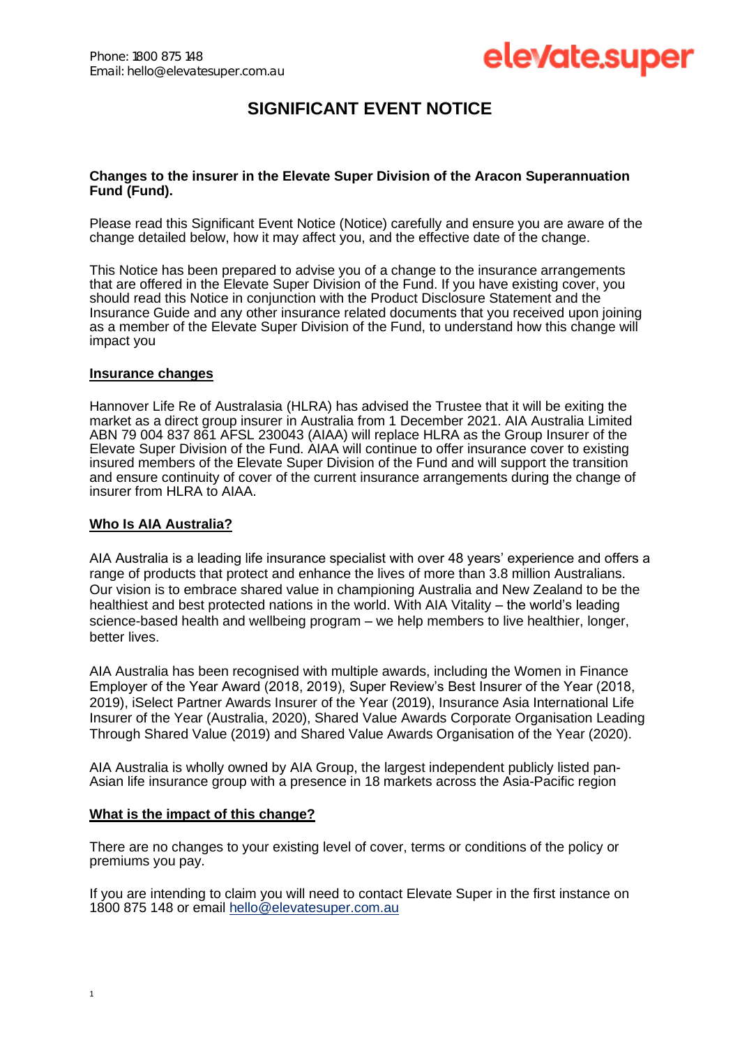Phone: 1800 875 148
Email: hello@elevatesuper.com.au

elevate.super

# SIGNIFICANT EVENT NOTICE

**Changes to the insurer in the Elevate Super Division of the Aracon Superannuation Fund (Fund).**

Please read this Significant Event Notice (Notice) carefully and ensure you are aware of the change detailed below, how it may affect you, and the effective date of the change.

This Notice has been prepared to advise you of a change to the insurance arrangements that are offered in the Elevate Super Division of the Fund. If you have existing cover, you should read this Notice in conjunction with the Product Disclosure Statement and the Insurance Guide and any other insurance related documents that you received upon joining as a member of the Elevate Super Division of the Fund, to understand how this change will impact you

## Insurance changes

Hannover Life Re of Australasia (HLRA) has advised the Trustee that it will be exiting the market as a direct group insurer in Australia from 1 December 2021. AIA Australia Limited ABN 79 004 837 861 AFSL 230043 (AIAA) will replace HLRA as the Group Insurer of the Elevate Super Division of the Fund. AIAA will continue to offer insurance cover to existing insured members of the Elevate Super Division of the Fund and will support the transition and ensure continuity of cover of the current insurance arrangements during the change of insurer from HLRA to AIAA.

## Who Is AIA Australia?

AIA Australia is a leading life insurance specialist with over 48 years' experience and offers a range of products that protect and enhance the lives of more than 3.8 million Australians. Our vision is to embrace shared value in championing Australia and New Zealand to be the healthiest and best protected nations in the world. With AIA Vitality – the world's leading science-based health and wellbeing program – we help members to live healthier, longer, better lives.

AIA Australia has been recognised with multiple awards, including the Women in Finance Employer of the Year Award (2018, 2019), Super Review's Best Insurer of the Year (2018, 2019), iSelect Partner Awards Insurer of the Year (2019), Insurance Asia International Life Insurer of the Year (Australia, 2020), Shared Value Awards Corporate Organisation Leading Through Shared Value (2019) and Shared Value Awards Organisation of the Year (2020).

AIA Australia is wholly owned by AIA Group, the largest independent publicly listed pan-Asian life insurance group with a presence in 18 markets across the Asia-Pacific region

## What is the impact of this change?

There are no changes to your existing level of cover, terms or conditions of the policy or premiums you pay.

If you are intending to claim you will need to contact Elevate Super in the first instance on 1800 875 148 or email hello@elevatesuper.com.au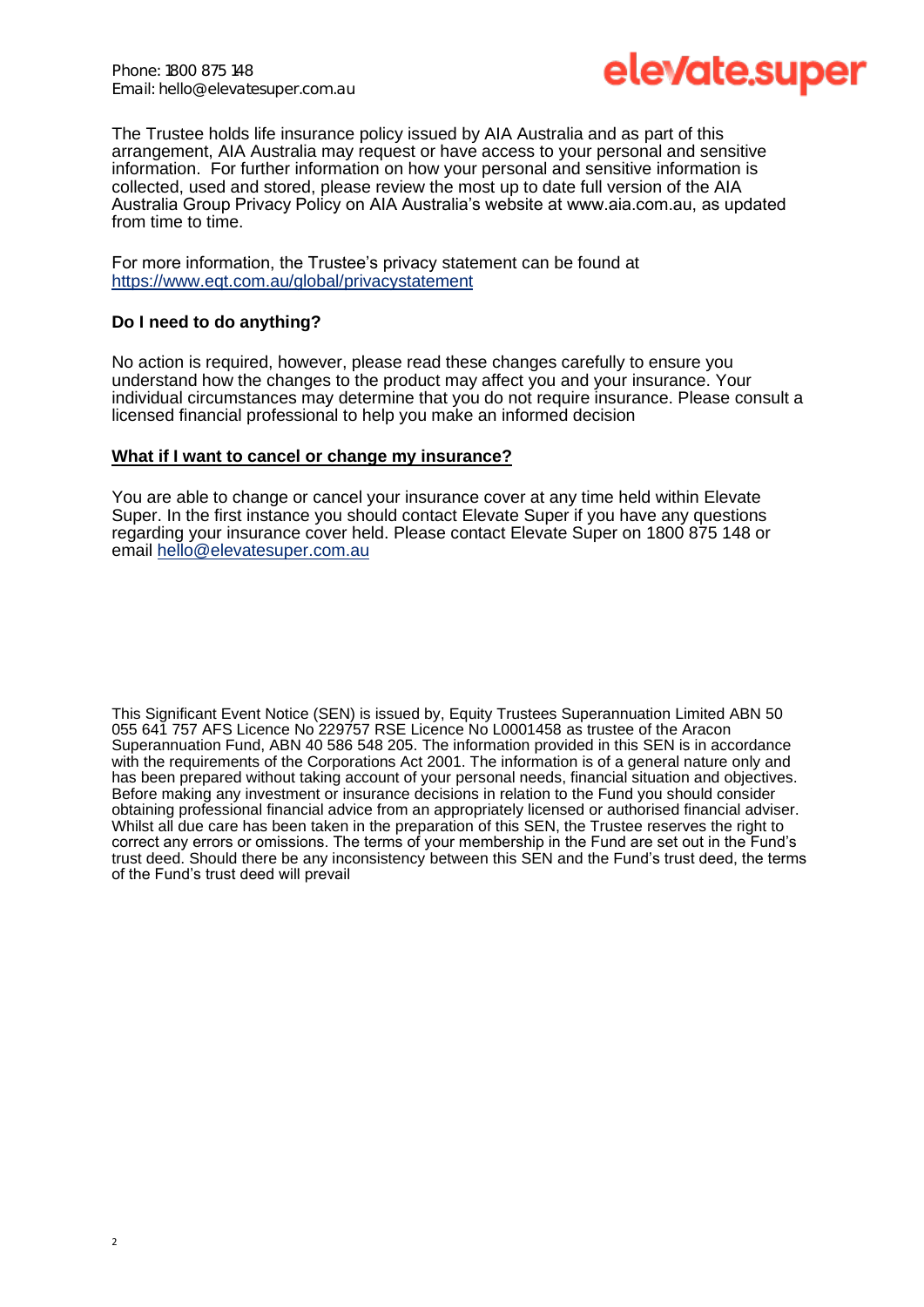The Trustee holds life insurance policy issued by AIA Australia and as part of this arrangement, AIA Australia may request or have access to your personal and sensitive information. For further information on how your personal and sensitive information is collected, used and stored, please review the most up to date full version of the AIA Australia Group Privacy Policy on AIA Australia's website at www.aia.com.au, as updated from time to time.

For more information, the Trustee's privacy statement can be found at [https://www.eqt.com.au/global/privacystatement](https://www.eqt.com.au/global/privacystatement)

**Do I need to do anything?**

No action is required, however, please read these changes carefully to ensure you understand how the changes to the product may affect you and your insurance. Your individual circumstances may determine that you do not require insurance. Please consult a licensed financial professional to help you make an informed decision

**What if I want to cancel or change my insurance?**

You are able to change or cancel your insurance cover at any time held within Elevate Super. In the first instance you should contact Elevate Super if you have any questions regarding your insurance cover held. Please contact Elevate Super on 1800 875 148 or email [hello@elevatesuper.com.au](mailto:hello@elevatesuper.com.au)

This Significant Event Notice (SEN) is issued by, Equity Trustees Superannuation Limited ABN 50 055 641 757 AFS Licence No 229757 RSE Licence No L0001458 as trustee of the Aracon Superannuation Fund, ABN 40 586 548 205. The information provided in this SEN is in accordance with the requirements of the Corporations Act 2001. The information is of a general nature only and has been prepared without taking account of your personal needs, financial situation and objectives. Before making any investment or insurance decisions in relation to the Fund you should consider obtaining professional financial advice from an appropriately licensed or authorised financial adviser. Whilst all due care has been taken in the preparation of this SEN, the Trustee reserves the right to correct any errors or omissions. The terms of your membership in the Fund are set out in the Fund's trust deed. Should there be any inconsistency between this SEN and the Fund's trust deed, the terms of the Fund's trust deed will prevail